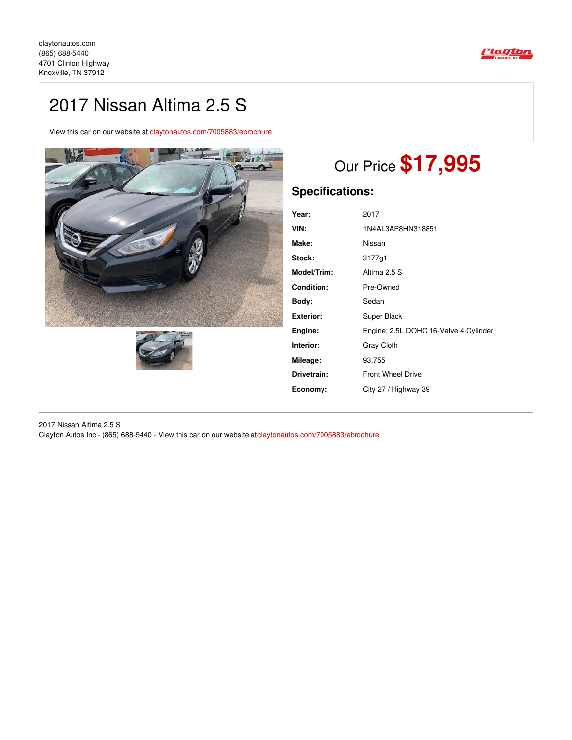claytonautos.com
(865) 688-5440
4701 Clinton Highway
Knoxville, TN 37912

# 2017 Nissan Altima 2.5 S

View this car on our website at claytonautos.com/7005883/ebrochure

## Our Price **$17,995**

### Specifications:

| | |
|---|---|
| **Year:** | 2017 |
| **VIN:** | 1N4AL3AP8HN318851 |
| **Make:** | Nissan |
| **Stock:** | 3177g1 |
| **Model/Trim:** | Altima 2.5 S |
| **Condition:** | Pre-Owned |
| **Body:** | Sedan |
| **Exterior:** | Super Black |
| **Engine:** | Engine: 2.5L DOHC 16-Valve 4-Cylinder |
| **Interior:** | Gray Cloth |
| **Mileage:** | 93,755 |
| **Drivetrain:** | Front Wheel Drive |
| **Economy:** | City 27 / Highway 39 |

2017 Nissan Altima 2.5 S
Clayton Autos Inc - (865) 688-5440 - View this car on our website atclaytonautos.com/7005883/ebrochure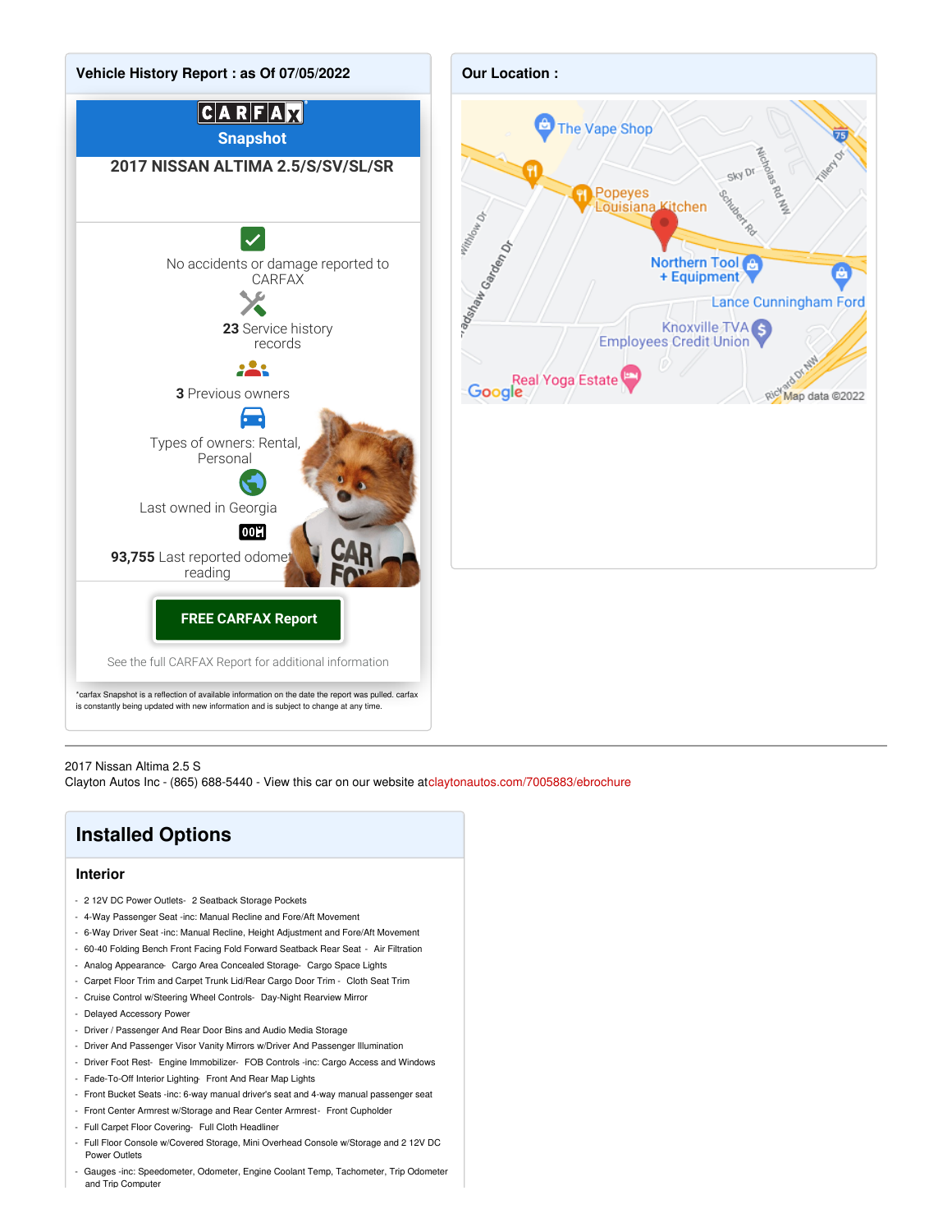## Vehicle History Report : as Of 07/05/2022

**CARFAX Snapshot**

**2017 NISSAN ALTIMA 2.5/S/SV/SL/SR**

No accidents or damage reported to CARFAX

**23** Service history records

**3** Previous owners

Types of owners: Rental, Personal

Last owned in Georgia

**93,755** Last reported odometer reading

**FREE CARFAX Report**

See the full CARFAX Report for additional information

*carfax Snapshot is a reflection of available information on the date the report was pulled. carfax is constantly being updated with new information and is subject to change at any time.

## Our Location :

2017 Nissan Altima 2.5 S
Clayton Autos Inc - (865) 688-5440 - View this car on our website atclaytonautos.com/7005883/ebrochure

## Installed Options

### Interior

- 2 12V DC Power Outlets- 2 Seatback Storage Pockets
- 4-Way Passenger Seat -inc: Manual Recline and Fore/Aft Movement
- 6-Way Driver Seat -inc: Manual Recline, Height Adjustment and Fore/Aft Movement
- 60-40 Folding Bench Front Facing Fold Forward Seatback Rear Seat - Air Filtration
- Analog Appearance- Cargo Area Concealed Storage- Cargo Space Lights
- Carpet Floor Trim and Carpet Trunk Lid/Rear Cargo Door Trim - Cloth Seat Trim
- Cruise Control w/Steering Wheel Controls- Day-Night Rearview Mirror
- Delayed Accessory Power
- Driver / Passenger And Rear Door Bins and Audio Media Storage
- Driver And Passenger Visor Vanity Mirrors w/Driver And Passenger Illumination
- Driver Foot Rest- Engine Immobilizer- FOB Controls -inc: Cargo Access and Windows
- Fade-To-Off Interior Lighting- Front And Rear Map Lights
- Front Bucket Seats -inc: 6-way manual driver's seat and 4-way manual passenger seat
- Front Center Armrest w/Storage and Rear Center Armrest- Front Cupholder
- Full Carpet Floor Covering- Full Cloth Headliner
- Full Floor Console w/Covered Storage, Mini Overhead Console w/Storage and 2 12V DC Power Outlets
- Gauges -inc: Speedometer, Odometer, Engine Coolant Temp, Tachometer, Trip Odometer and Trip Computer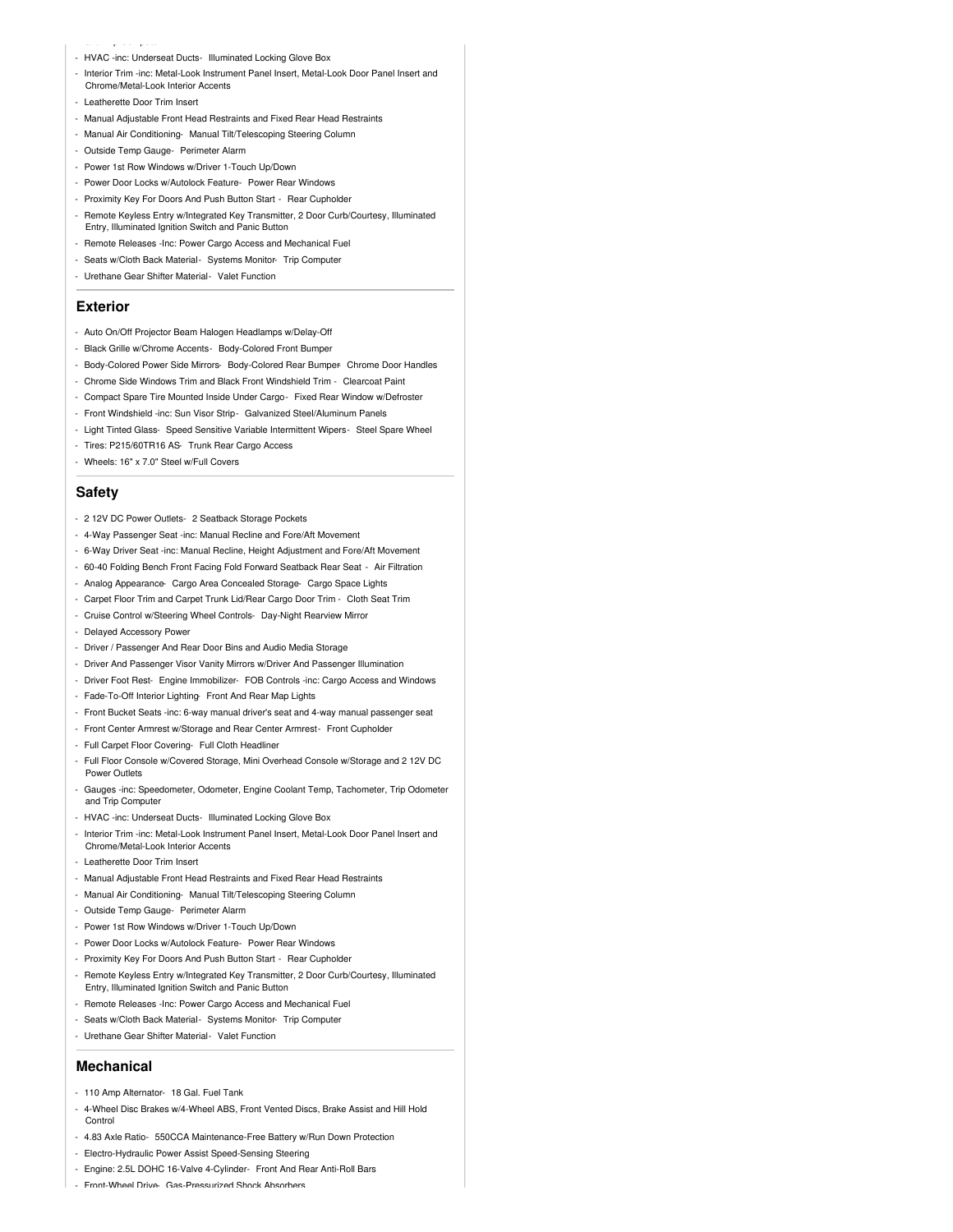- HVAC -inc: Underseat Ducts- Illuminated Locking Glove Box
- Interior Trim -inc: Metal-Look Instrument Panel Insert, Metal-Look Door Panel Insert and Chrome/Metal-Look Interior Accents
- Leatherette Door Trim Insert
- Manual Adjustable Front Head Restraints and Fixed Rear Head Restraints
- Manual Air Conditioning- Manual Tilt/Telescoping Steering Column
- Outside Temp Gauge- Perimeter Alarm
- Power 1st Row Windows w/Driver 1-Touch Up/Down
- Power Door Locks w/Autolock Feature- Power Rear Windows
- Proximity Key For Doors And Push Button Start - Rear Cupholder
- Remote Keyless Entry w/Integrated Key Transmitter, 2 Door Curb/Courtesy, Illuminated Entry, Illuminated Ignition Switch and Panic Button
- Remote Releases -Inc: Power Cargo Access and Mechanical Fuel
- Seats w/Cloth Back Material- Systems Monitor- Trip Computer
- Urethane Gear Shifter Material- Valet Function

## Exterior

- Auto On/Off Projector Beam Halogen Headlamps w/Delay-Off
- Black Grille w/Chrome Accents- Body-Colored Front Bumper
- Body-Colored Power Side Mirrors- Body-Colored Rear Bumper- Chrome Door Handles
- Chrome Side Windows Trim and Black Front Windshield Trim - Clearcoat Paint
- Compact Spare Tire Mounted Inside Under Cargo- Fixed Rear Window w/Defroster
- Front Windshield -inc: Sun Visor Strip- Galvanized Steel/Aluminum Panels
- Light Tinted Glass- Speed Sensitive Variable Intermittent Wipers- Steel Spare Wheel
- Tires: P215/60TR16 AS- Trunk Rear Cargo Access
- Wheels: 16" x 7.0" Steel w/Full Covers

## Safety

- 2 12V DC Power Outlets- 2 Seatback Storage Pockets
- 4-Way Passenger Seat -inc: Manual Recline and Fore/Aft Movement
- 6-Way Driver Seat -inc: Manual Recline, Height Adjustment and Fore/Aft Movement
- 60-40 Folding Bench Front Facing Fold Forward Seatback Rear Seat - Air Filtration
- Analog Appearance- Cargo Area Concealed Storage- Cargo Space Lights
- Carpet Floor Trim and Carpet Trunk Lid/Rear Cargo Door Trim - Cloth Seat Trim
- Cruise Control w/Steering Wheel Controls- Day-Night Rearview Mirror
- Delayed Accessory Power
- Driver / Passenger And Rear Door Bins and Audio Media Storage
- Driver And Passenger Visor Vanity Mirrors w/Driver And Passenger Illumination
- Driver Foot Rest- Engine Immobilizer- FOB Controls -inc: Cargo Access and Windows
- Fade-To-Off Interior Lighting- Front And Rear Map Lights
- Front Bucket Seats -inc: 6-way manual driver's seat and 4-way manual passenger seat
- Front Center Armrest w/Storage and Rear Center Armrest- Front Cupholder
- Full Carpet Floor Covering- Full Cloth Headliner
- Full Floor Console w/Covered Storage, Mini Overhead Console w/Storage and 2 12V DC Power Outlets
- Gauges -inc: Speedometer, Odometer, Engine Coolant Temp, Tachometer, Trip Odometer and Trip Computer
- HVAC -inc: Underseat Ducts- Illuminated Locking Glove Box
- Interior Trim -inc: Metal-Look Instrument Panel Insert, Metal-Look Door Panel Insert and Chrome/Metal-Look Interior Accents
- Leatherette Door Trim Insert
- Manual Adjustable Front Head Restraints and Fixed Rear Head Restraints
- Manual Air Conditioning- Manual Tilt/Telescoping Steering Column
- Outside Temp Gauge- Perimeter Alarm
- Power 1st Row Windows w/Driver 1-Touch Up/Down
- Power Door Locks w/Autolock Feature- Power Rear Windows
- Proximity Key For Doors And Push Button Start - Rear Cupholder
- Remote Keyless Entry w/Integrated Key Transmitter, 2 Door Curb/Courtesy, Illuminated Entry, Illuminated Ignition Switch and Panic Button
- Remote Releases -Inc: Power Cargo Access and Mechanical Fuel
- Seats w/Cloth Back Material- Systems Monitor- Trip Computer
- Urethane Gear Shifter Material- Valet Function

## Mechanical

- 110 Amp Alternator- 18 Gal. Fuel Tank
- 4-Wheel Disc Brakes w/4-Wheel ABS, Front Vented Discs, Brake Assist and Hill Hold Control
- 4.83 Axle Ratio- 550CCA Maintenance-Free Battery w/Run Down Protection
- Electro-Hydraulic Power Assist Speed-Sensing Steering
- Engine: 2.5L DOHC 16-Valve 4-Cylinder- Front And Rear Anti-Roll Bars
- Front-Wheel Drive- Gas-Pressurized Shock Absorbers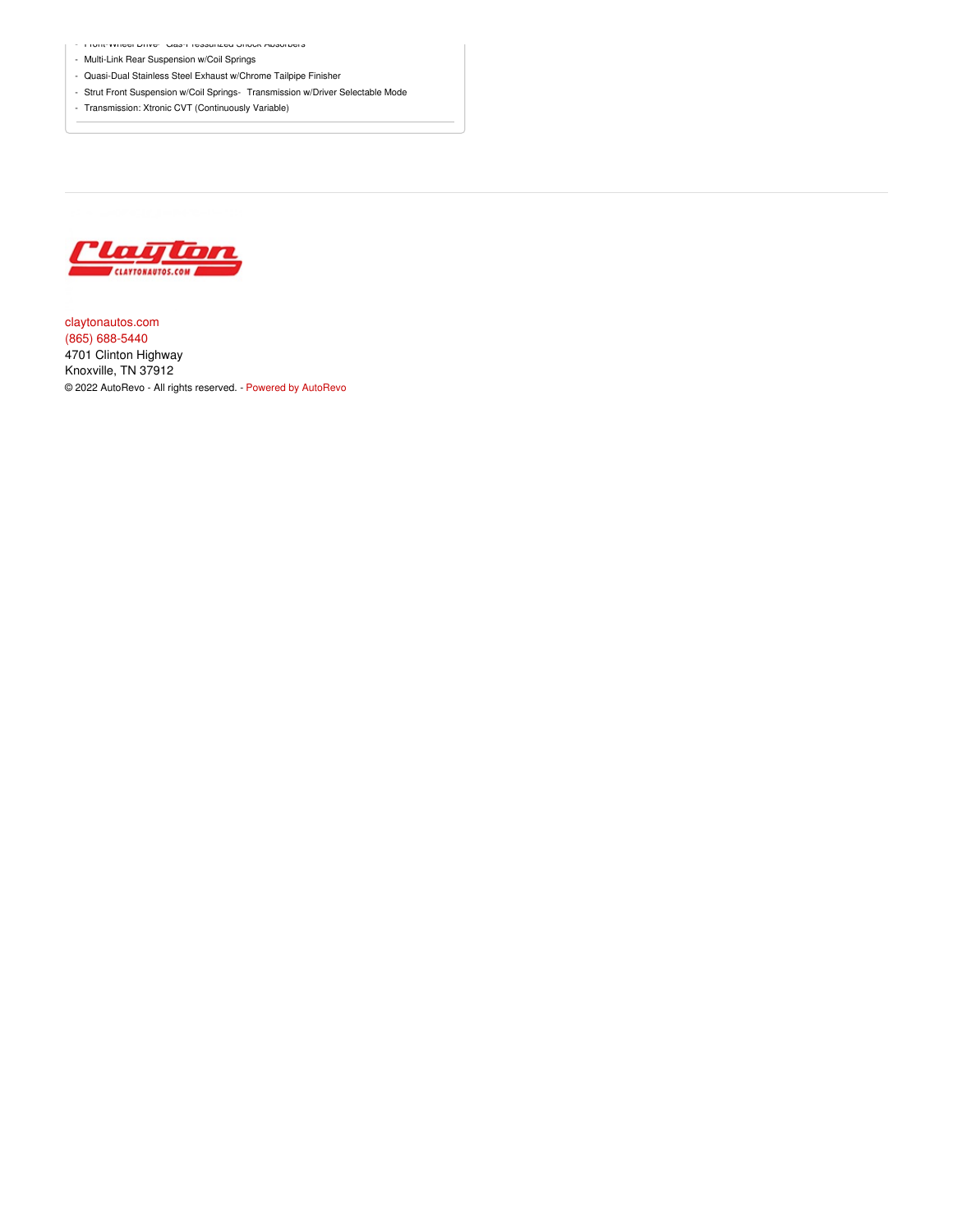- Front-Wheel Drive- Gas-Pressurized Shock Absorbers
- Multi-Link Rear Suspension w/Coil Springs
- Quasi-Dual Stainless Steel Exhaust w/Chrome Tailpipe Finisher
- Strut Front Suspension w/Coil Springs- Transmission w/Driver Selectable Mode
- Transmission: Xtronic CVT (Continuously Variable)

claytonautos.com
(865) 688-5440
4701 Clinton Highway
Knoxville, TN 37912
© 2022 AutoRevo - All rights reserved. - Powered by AutoRevo